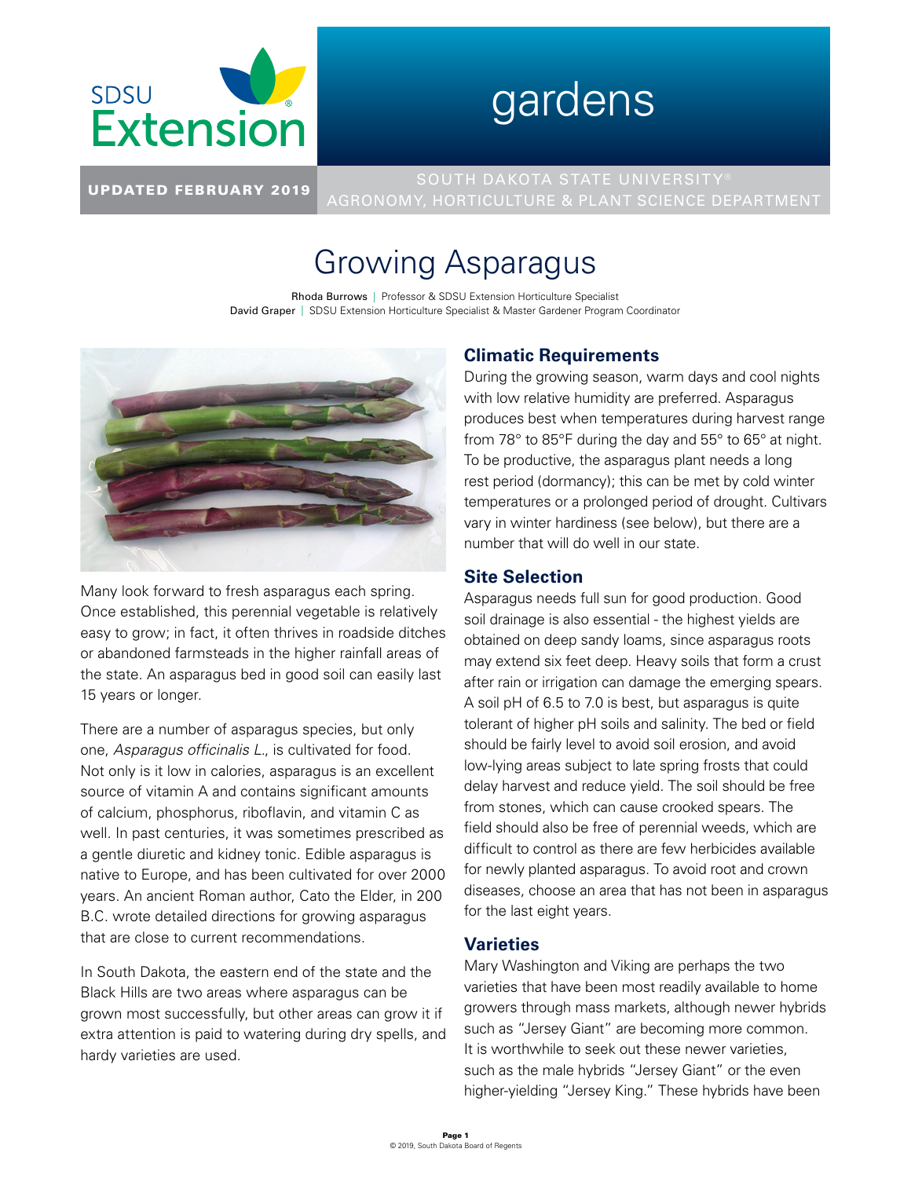SDSU Extension

# gardens

UPDATED FEBRUARY 2019

SOUTH DAKOTA STATE UNIVERSITY®
AGRONOMY, HORTICULTURE & PLANT SCIENCE DEPARTMENT

# Growing Asparagus

Rhoda Burrows | Professor & SDSU Extension Horticulture Specialist
David Graper | SDSU Extension Horticulture Specialist & Master Gardener Program Coordinator

Many look forward to fresh asparagus each spring. Once established, this perennial vegetable is relatively easy to grow; in fact, it often thrives in roadside ditches or abandoned farmsteads in the higher rainfall areas of the state. An asparagus bed in good soil can easily last 15 years or longer.

There are a number of asparagus species, but only one, *Asparagus officinalis L.*, is cultivated for food. Not only is it low in calories, asparagus is an excellent source of vitamin A and contains significant amounts of calcium, phosphorus, riboflavin, and vitamin C as well. In past centuries, it was sometimes prescribed as a gentle diuretic and kidney tonic. Edible asparagus is native to Europe, and has been cultivated for over 2000 years. An ancient Roman author, Cato the Elder, in 200 B.C. wrote detailed directions for growing asparagus that are close to current recommendations.

In South Dakota, the eastern end of the state and the Black Hills are two areas where asparagus can be grown most successfully, but other areas can grow it if extra attention is paid to watering during dry spells, and hardy varieties are used.

## Climatic Requirements

During the growing season, warm days and cool nights with low relative humidity are preferred. Asparagus produces best when temperatures during harvest range from 78° to 85°F during the day and 55° to 65° at night. To be productive, the asparagus plant needs a long rest period (dormancy); this can be met by cold winter temperatures or a prolonged period of drought. Cultivars vary in winter hardiness (see below), but there are a number that will do well in our state.

## Site Selection

Asparagus needs full sun for good production. Good soil drainage is also essential - the highest yields are obtained on deep sandy loams, since asparagus roots may extend six feet deep. Heavy soils that form a crust after rain or irrigation can damage the emerging spears. A soil pH of 6.5 to 7.0 is best, but asparagus is quite tolerant of higher pH soils and salinity. The bed or field should be fairly level to avoid soil erosion, and avoid low-lying areas subject to late spring frosts that could delay harvest and reduce yield. The soil should be free from stones, which can cause crooked spears. The field should also be free of perennial weeds, which are difficult to control as there are few herbicides available for newly planted asparagus. To avoid root and crown diseases, choose an area that has not been in asparagus for the last eight years.

## Varieties

Mary Washington and Viking are perhaps the two varieties that have been most readily available to home growers through mass markets, although newer hybrids such as "Jersey Giant" are becoming more common. It is worthwhile to seek out these newer varieties, such as the male hybrids "Jersey Giant" or the even higher-yielding "Jersey King." These hybrids have been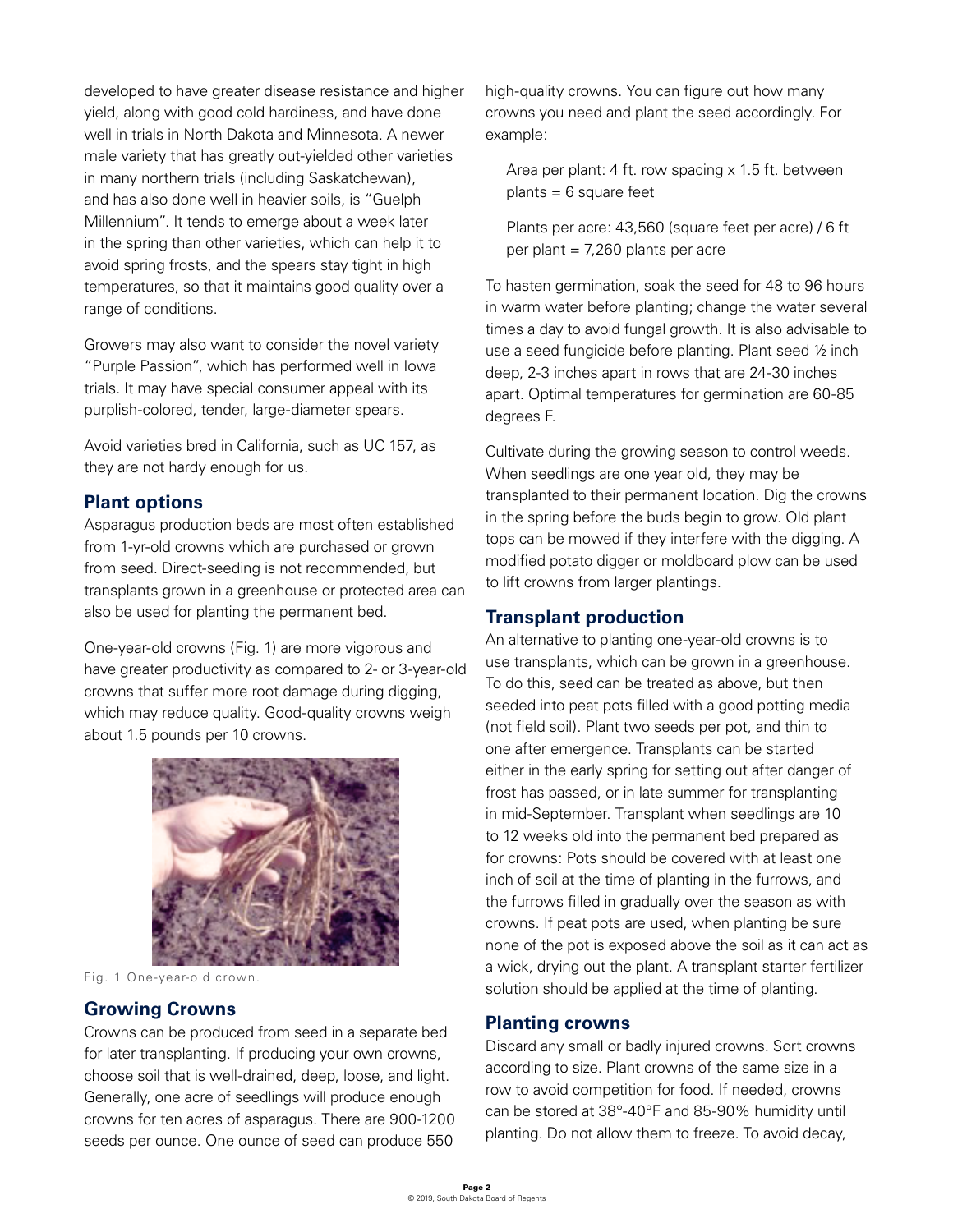developed to have greater disease resistance and higher yield, along with good cold hardiness, and have done well in trials in North Dakota and Minnesota. A newer male variety that has greatly out-yielded other varieties in many northern trials (including Saskatchewan), and has also done well in heavier soils, is "Guelph Millennium". It tends to emerge about a week later in the spring than other varieties, which can help it to avoid spring frosts, and the spears stay tight in high temperatures, so that it maintains good quality over a range of conditions.

Growers may also want to consider the novel variety "Purple Passion", which has performed well in Iowa trials. It may have special consumer appeal with its purplish-colored, tender, large-diameter spears.

Avoid varieties bred in California, such as UC 157, as they are not hardy enough for us.

## Plant options

Asparagus production beds are most often established from 1-yr-old crowns which are purchased or grown from seed. Direct-seeding is not recommended, but transplants grown in a greenhouse or protected area can also be used for planting the permanent bed.

One-year-old crowns (Fig. 1) are more vigorous and have greater productivity as compared to 2- or 3-year-old crowns that suffer more root damage during digging, which may reduce quality. Good-quality crowns weigh about 1.5 pounds per 10 crowns.

Fig. 1 One-year-old crown.

## Growing Crowns

Crowns can be produced from seed in a separate bed for later transplanting. If producing your own crowns, choose soil that is well-drained, deep, loose, and light. Generally, one acre of seedlings will produce enough crowns for ten acres of asparagus. There are 900-1200 seeds per ounce. One ounce of seed can produce 550 high-quality crowns. You can figure out how many crowns you need and plant the seed accordingly. For example:

> Area per plant: 4 ft. row spacing x 1.5 ft. between plants = 6 square feet
>
> Plants per acre: 43,560 (square feet per acre) / 6 ft per plant = 7,260 plants per acre

To hasten germination, soak the seed for 48 to 96 hours in warm water before planting; change the water several times a day to avoid fungal growth. It is also advisable to use a seed fungicide before planting. Plant seed ½ inch deep, 2-3 inches apart in rows that are 24-30 inches apart. Optimal temperatures for germination are 60-85 degrees F.

Cultivate during the growing season to control weeds. When seedlings are one year old, they may be transplanted to their permanent location. Dig the crowns in the spring before the buds begin to grow. Old plant tops can be mowed if they interfere with the digging. A modified potato digger or moldboard plow can be used to lift crowns from larger plantings.

## Transplant production

An alternative to planting one-year-old crowns is to use transplants, which can be grown in a greenhouse. To do this, seed can be treated as above, but then seeded into peat pots filled with a good potting media (not field soil). Plant two seeds per pot, and thin to one after emergence. Transplants can be started either in the early spring for setting out after danger of frost has passed, or in late summer for transplanting in mid-September. Transplant when seedlings are 10 to 12 weeks old into the permanent bed prepared as for crowns: Pots should be covered with at least one inch of soil at the time of planting in the furrows, and the furrows filled in gradually over the season as with crowns. If peat pots are used, when planting be sure none of the pot is exposed above the soil as it can act as a wick, drying out the plant. A transplant starter fertilizer solution should be applied at the time of planting.

## Planting crowns

Discard any small or badly injured crowns. Sort crowns according to size. Plant crowns of the same size in a row to avoid competition for food. If needed, crowns can be stored at 38°-40°F and 85-90% humidity until planting. Do not allow them to freeze. To avoid decay,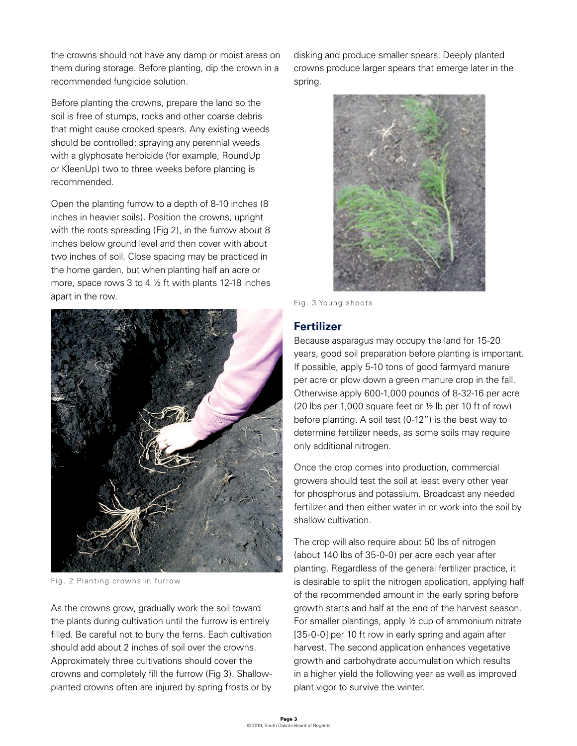the crowns should not have any damp or moist areas on them during storage. Before planting, dip the crown in a recommended fungicide solution.

Before planting the crowns, prepare the land so the soil is free of stumps, rocks and other coarse debris that might cause crooked spears. Any existing weeds should be controlled; spraying any perennial weeds with a glyphosate herbicide (for example, RoundUp or KleenUp) two to three weeks before planting is recommended.

Open the planting furrow to a depth of 8-10 inches (8 inches in heavier soils). Position the crowns, upright with the roots spreading (Fig 2), in the furrow about 8 inches below ground level and then cover with about two inches of soil. Close spacing may be practiced in the home garden, but when planting half an acre or more, space rows 3 to 4 ½ ft with plants 12-18 inches apart in the row.

Fig. 2 Planting crowns in furrow

As the crowns grow, gradually work the soil toward the plants during cultivation until the furrow is entirely filled. Be careful not to bury the ferns. Each cultivation should add about 2 inches of soil over the crowns. Approximately three cultivations should cover the crowns and completely fill the furrow (Fig 3). Shallow-planted crowns often are injured by spring frosts or by disking and produce smaller spears. Deeply planted crowns produce larger spears that emerge later in the spring.

Fig. 3 Young shoots

## Fertilizer

Because asparagus may occupy the land for 15-20 years, good soil preparation before planting is important. If possible, apply 5-10 tons of good farmyard manure per acre or plow down a green manure crop in the fall. Otherwise apply 600-1,000 pounds of 8-32-16 per acre (20 lbs per 1,000 square feet or ½ lb per 10 ft of row) before planting. A soil test (0-12") is the best way to determine fertilizer needs, as some soils may require only additional nitrogen.

Once the crop comes into production, commercial growers should test the soil at least every other year for phosphorus and potassium. Broadcast any needed fertilizer and then either water in or work into the soil by shallow cultivation.

The crop will also require about 50 lbs of nitrogen (about 140 lbs of 35-0-0) per acre each year after planting. Regardless of the general fertilizer practice, it is desirable to split the nitrogen application, applying half of the recommended amount in the early spring before growth starts and half at the end of the harvest season. For smaller plantings, apply ½ cup of ammonium nitrate [35-0-0] per 10 ft row in early spring and again after harvest. The second application enhances vegetative growth and carbohydrate accumulation which results in a higher yield the following year as well as improved plant vigor to survive the winter.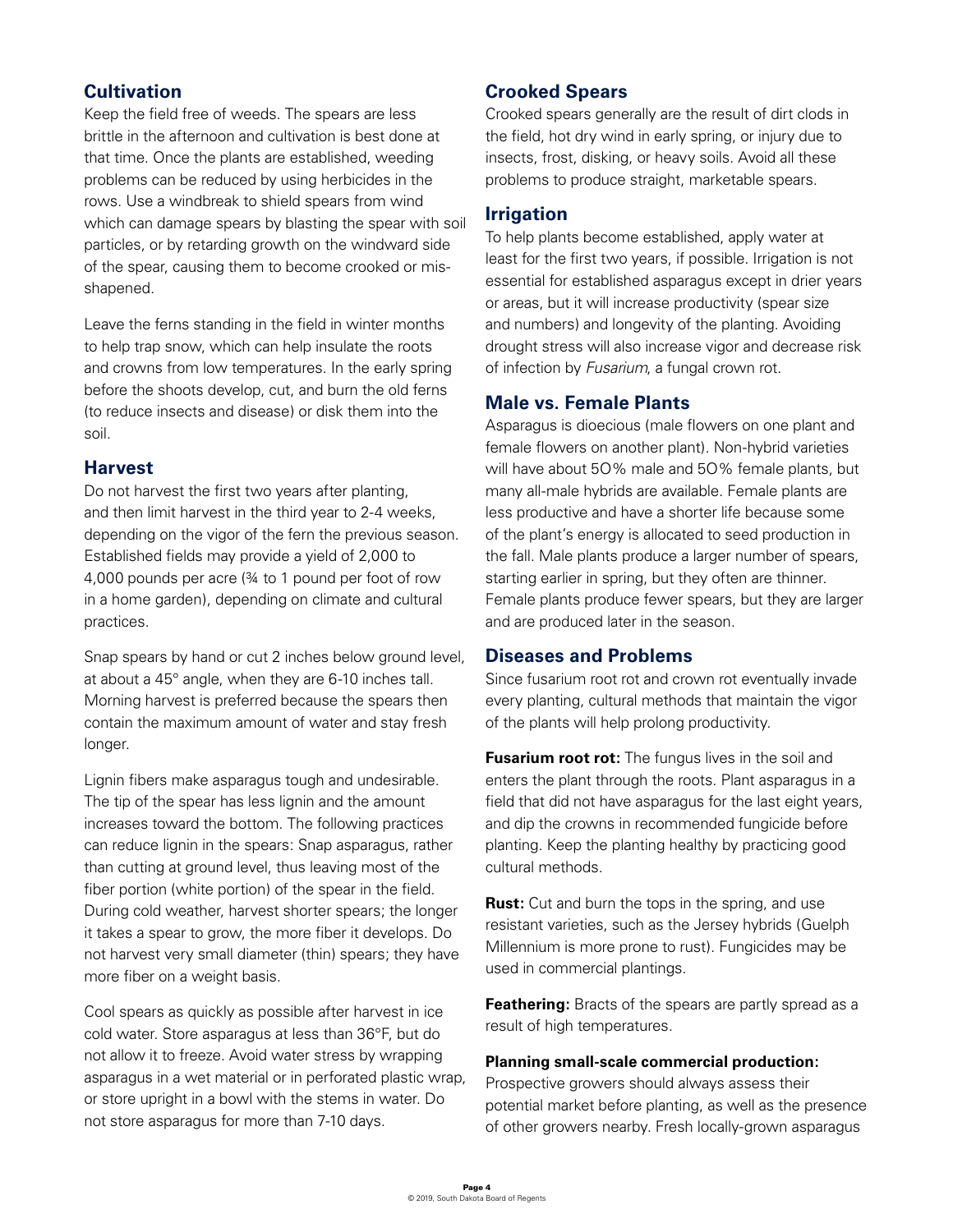## Cultivation

Keep the field free of weeds. The spears are less brittle in the afternoon and cultivation is best done at that time. Once the plants are established, weeding problems can be reduced by using herbicides in the rows. Use a windbreak to shield spears from wind which can damage spears by blasting the spear with soil particles, or by retarding growth on the windward side of the spear, causing them to become crooked or mis-shapened.

Leave the ferns standing in the field in winter months to help trap snow, which can help insulate the roots and crowns from low temperatures. In the early spring before the shoots develop, cut, and burn the old ferns (to reduce insects and disease) or disk them into the soil.

## Harvest

Do not harvest the first two years after planting, and then limit harvest in the third year to 2-4 weeks, depending on the vigor of the fern the previous season. Established fields may provide a yield of 2,000 to 4,000 pounds per acre (¾ to 1 pound per foot of row in a home garden), depending on climate and cultural practices.

Snap spears by hand or cut 2 inches below ground level, at about a 45° angle, when they are 6-10 inches tall. Morning harvest is preferred because the spears then contain the maximum amount of water and stay fresh longer.

Lignin fibers make asparagus tough and undesirable. The tip of the spear has less lignin and the amount increases toward the bottom. The following practices can reduce lignin in the spears: Snap asparagus, rather than cutting at ground level, thus leaving most of the fiber portion (white portion) of the spear in the field. During cold weather, harvest shorter spears; the longer it takes a spear to grow, the more fiber it develops. Do not harvest very small diameter (thin) spears; they have more fiber on a weight basis.

Cool spears as quickly as possible after harvest in ice cold water. Store asparagus at less than 36°F, but do not allow it to freeze. Avoid water stress by wrapping asparagus in a wet material or in perforated plastic wrap, or store upright in a bowl with the stems in water. Do not store asparagus for more than 7-10 days.

## Crooked Spears

Crooked spears generally are the result of dirt clods in the field, hot dry wind in early spring, or injury due to insects, frost, disking, or heavy soils. Avoid all these problems to produce straight, marketable spears.

## Irrigation

To help plants become established, apply water at least for the first two years, if possible. Irrigation is not essential for established asparagus except in drier years or areas, but it will increase productivity (spear size and numbers) and longevity of the planting. Avoiding drought stress will also increase vigor and decrease risk of infection by *Fusarium*, a fungal crown rot.

## Male vs. Female Plants

Asparagus is dioecious (male flowers on one plant and female flowers on another plant). Non-hybrid varieties will have about 50% male and 50% female plants, but many all-male hybrids are available. Female plants are less productive and have a shorter life because some of the plant's energy is allocated to seed production in the fall. Male plants produce a larger number of spears, starting earlier in spring, but they often are thinner. Female plants produce fewer spears, but they are larger and are produced later in the season.

## Diseases and Problems

Since fusarium root rot and crown rot eventually invade every planting, cultural methods that maintain the vigor of the plants will help prolong productivity.

**Fusarium root rot:** The fungus lives in the soil and enters the plant through the roots. Plant asparagus in a field that did not have asparagus for the last eight years, and dip the crowns in recommended fungicide before planting. Keep the planting healthy by practicing good cultural methods.

**Rust:** Cut and burn the tops in the spring, and use resistant varieties, such as the Jersey hybrids (Guelph Millennium is more prone to rust). Fungicides may be used in commercial plantings.

**Feathering:** Bracts of the spears are partly spread as a result of high temperatures.

**Planning small-scale commercial production:**
Prospective growers should always assess their potential market before planting, as well as the presence of other growers nearby. Fresh locally-grown asparagus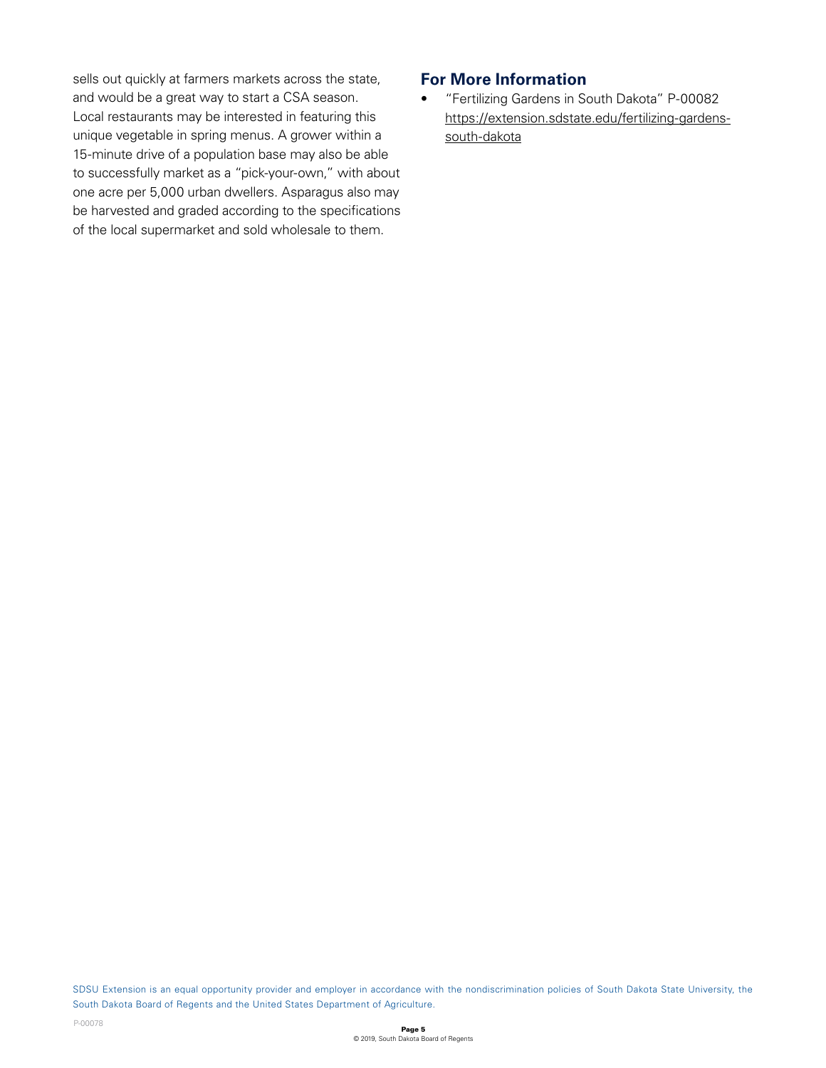sells out quickly at farmers markets across the state, and would be a great way to start a CSA season. Local restaurants may be interested in featuring this unique vegetable in spring menus. A grower within a 15-minute drive of a population base may also be able to successfully market as a "pick-your-own," with about one acre per 5,000 urban dwellers. Asparagus also may be harvested and graded according to the specifications of the local supermarket and sold wholesale to them.

## For More Information

- "Fertilizing Gardens in South Dakota" P-00082 https://extension.sdstate.edu/fertilizing-gardens-south-dakota

SDSU Extension is an equal opportunity provider and employer in accordance with the nondiscrimination policies of South Dakota State University, the South Dakota Board of Regents and the United States Department of Agriculture.

P-00078

© 2019, South Dakota Board of Regents